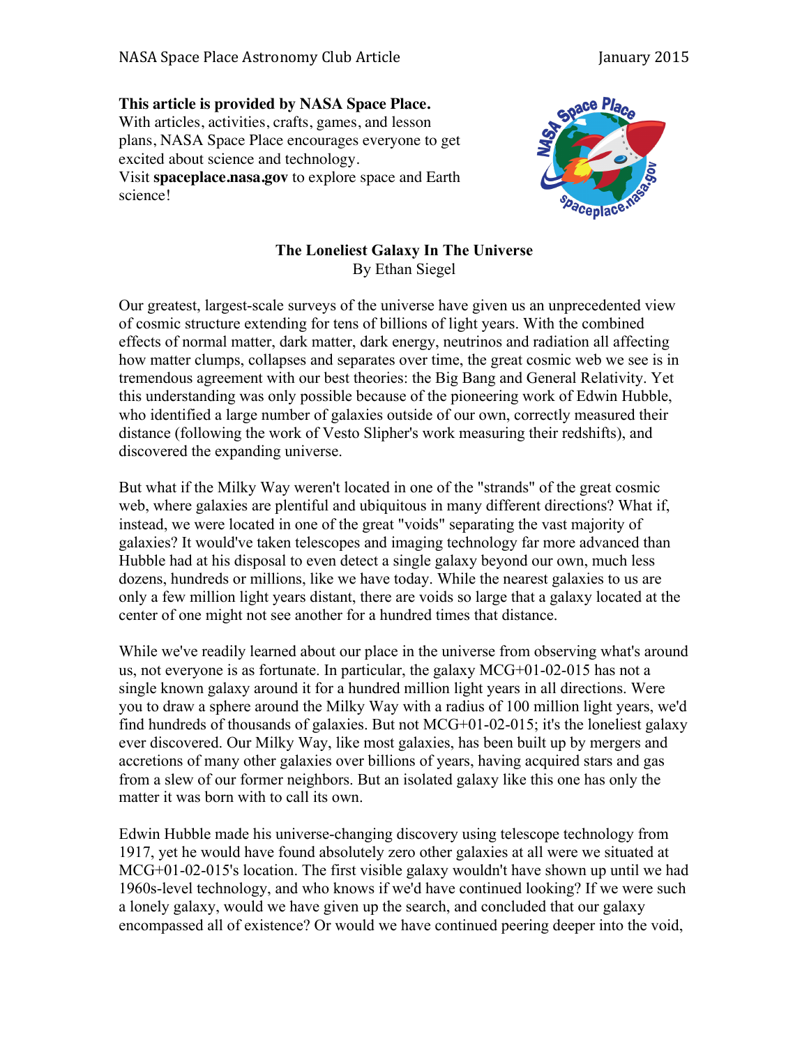**This article is provided by NASA Space Place.**
With articles, activities, crafts, games, and lesson plans, NASA Space Place encourages everyone to get excited about science and technology.
Visit **spaceplace.nasa.gov** to explore space and Earth science!

## The Loneliest Galaxy In The Universe

By Ethan Siegel

Our greatest, largest-scale surveys of the universe have given us an unprecedented view of cosmic structure extending for tens of billions of light years. With the combined effects of normal matter, dark matter, dark energy, neutrinos and radiation all affecting how matter clumps, collapses and separates over time, the great cosmic web we see is in tremendous agreement with our best theories: the Big Bang and General Relativity. Yet this understanding was only possible because of the pioneering work of Edwin Hubble, who identified a large number of galaxies outside of our own, correctly measured their distance (following the work of Vesto Slipher's work measuring their redshifts), and discovered the expanding universe.

But what if the Milky Way weren't located in one of the "strands" of the great cosmic web, where galaxies are plentiful and ubiquitous in many different directions? What if, instead, we were located in one of the great "voids" separating the vast majority of galaxies? It would've taken telescopes and imaging technology far more advanced than Hubble had at his disposal to even detect a single galaxy beyond our own, much less dozens, hundreds or millions, like we have today. While the nearest galaxies to us are only a few million light years distant, there are voids so large that a galaxy located at the center of one might not see another for a hundred times that distance.

While we've readily learned about our place in the universe from observing what's around us, not everyone is as fortunate. In particular, the galaxy MCG+01-02-015 has not a single known galaxy around it for a hundred million light years in all directions. Were you to draw a sphere around the Milky Way with a radius of 100 million light years, we'd find hundreds of thousands of galaxies. But not MCG+01-02-015; it's the loneliest galaxy ever discovered. Our Milky Way, like most galaxies, has been built up by mergers and accretions of many other galaxies over billions of years, having acquired stars and gas from a slew of our former neighbors. But an isolated galaxy like this one has only the matter it was born with to call its own.

Edwin Hubble made his universe-changing discovery using telescope technology from 1917, yet he would have found absolutely zero other galaxies at all were we situated at MCG+01-02-015's location. The first visible galaxy wouldn't have shown up until we had 1960s-level technology, and who knows if we'd have continued looking? If we were such a lonely galaxy, would we have given up the search, and concluded that our galaxy encompassed all of existence? Or would we have continued peering deeper into the void,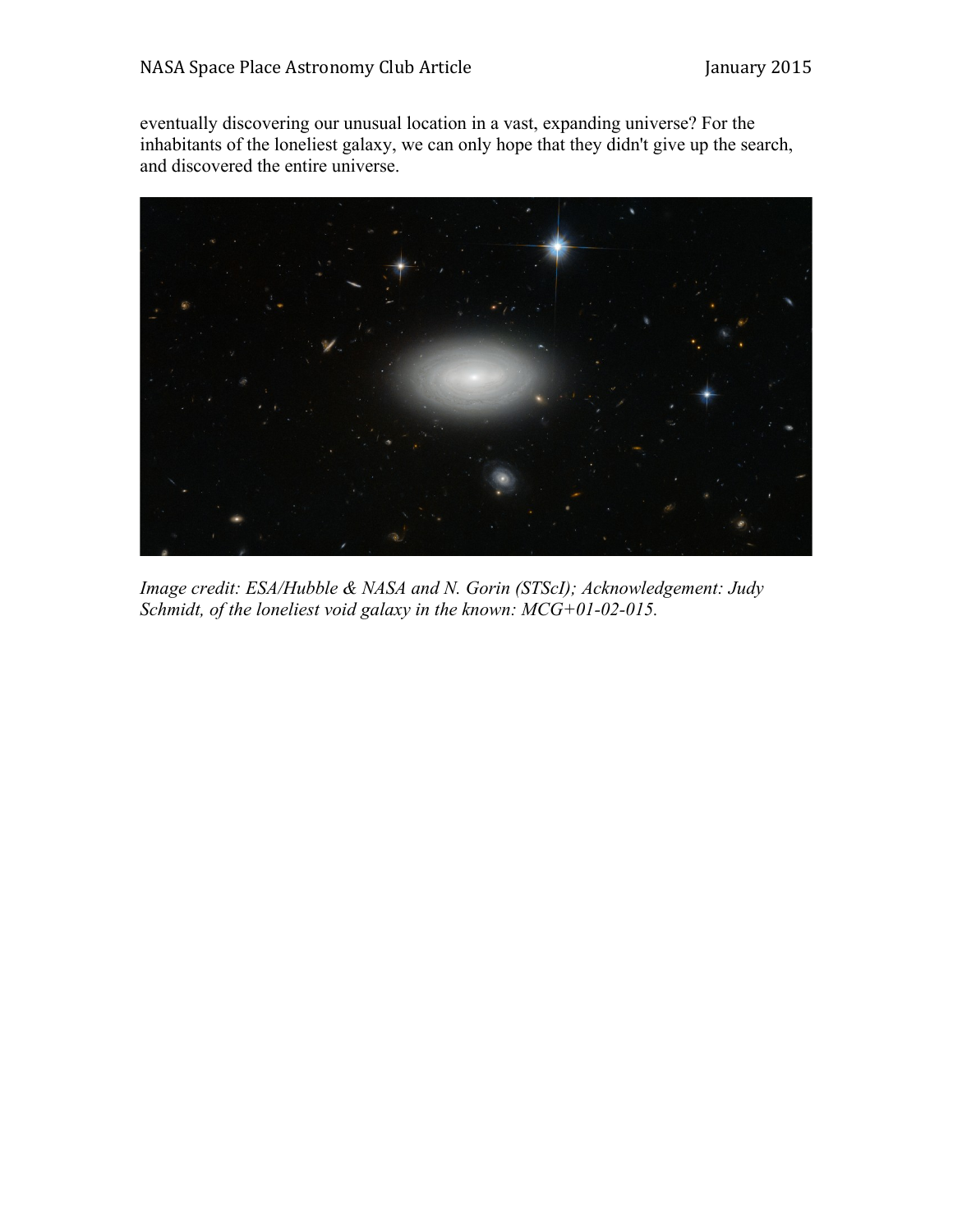eventually discovering our unusual location in a vast, expanding universe? For the inhabitants of the loneliest galaxy, we can only hope that they didn't give up the search, and discovered the entire universe.

*Image credit: ESA/Hubble & NASA and N. Gorin (STScI); Acknowledgement: Judy Schmidt, of the loneliest void galaxy in the known: MCG+01-02-015.*